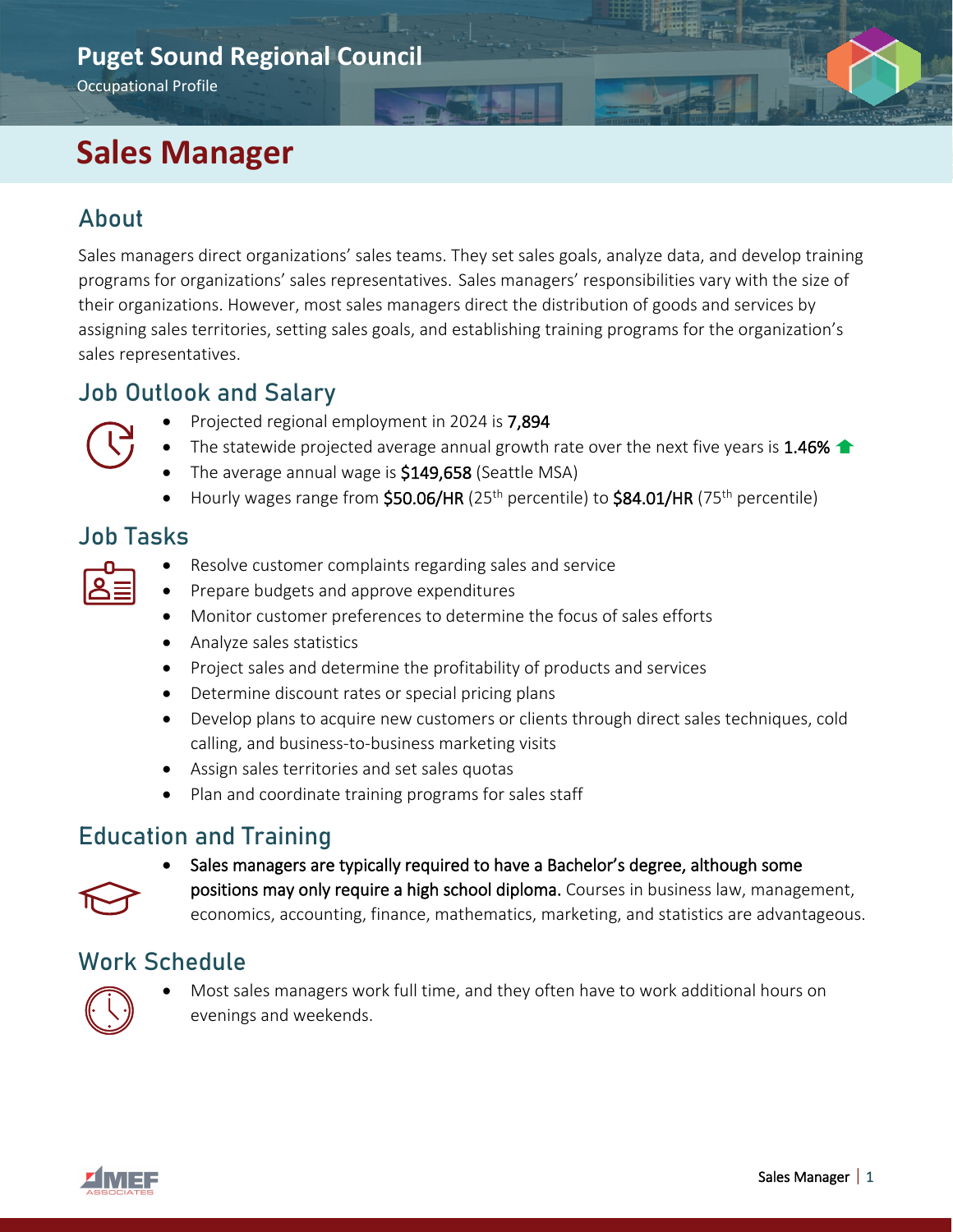Puget Sound Regional Council

Occupational Profile

# Sales Manager

## About

Sales managers direct organizations' sales teams. They set sales goals, analyze data, and develop training programs for organizations' sales representatives. Sales managers' responsibilities vary with the size of their organizations. However, most sales managers direct the distribution of goods and services by assigning sales territories, setting sales goals, and establishing training programs for the organization's sales representatives.

## Job Outlook and Salary

- Projected regional employment in 2024 is **7,894**
- The statewide projected average annual growth rate over the next five years is **1.46%**
- The average annual wage is **$149,658** (Seattle MSA)
- Hourly wages range from **$50.06/HR** (25th percentile) to **$84.01/HR** (75th percentile)

## Job Tasks

- Resolve customer complaints regarding sales and service
- Prepare budgets and approve expenditures
- Monitor customer preferences to determine the focus of sales efforts
- Analyze sales statistics
- Project sales and determine the profitability of products and services
- Determine discount rates or special pricing plans
- Develop plans to acquire new customers or clients through direct sales techniques, cold calling, and business-to-business marketing visits
- Assign sales territories and set sales quotas
- Plan and coordinate training programs for sales staff

## Education and Training

- **Sales managers are typically required to have a Bachelor's degree, although some positions may only require a high school diploma.** Courses in business law, management, economics, accounting, finance, mathematics, marketing, and statistics are advantageous.

## Work Schedule

- Most sales managers work full time, and they often have to work additional hours on evenings and weekends.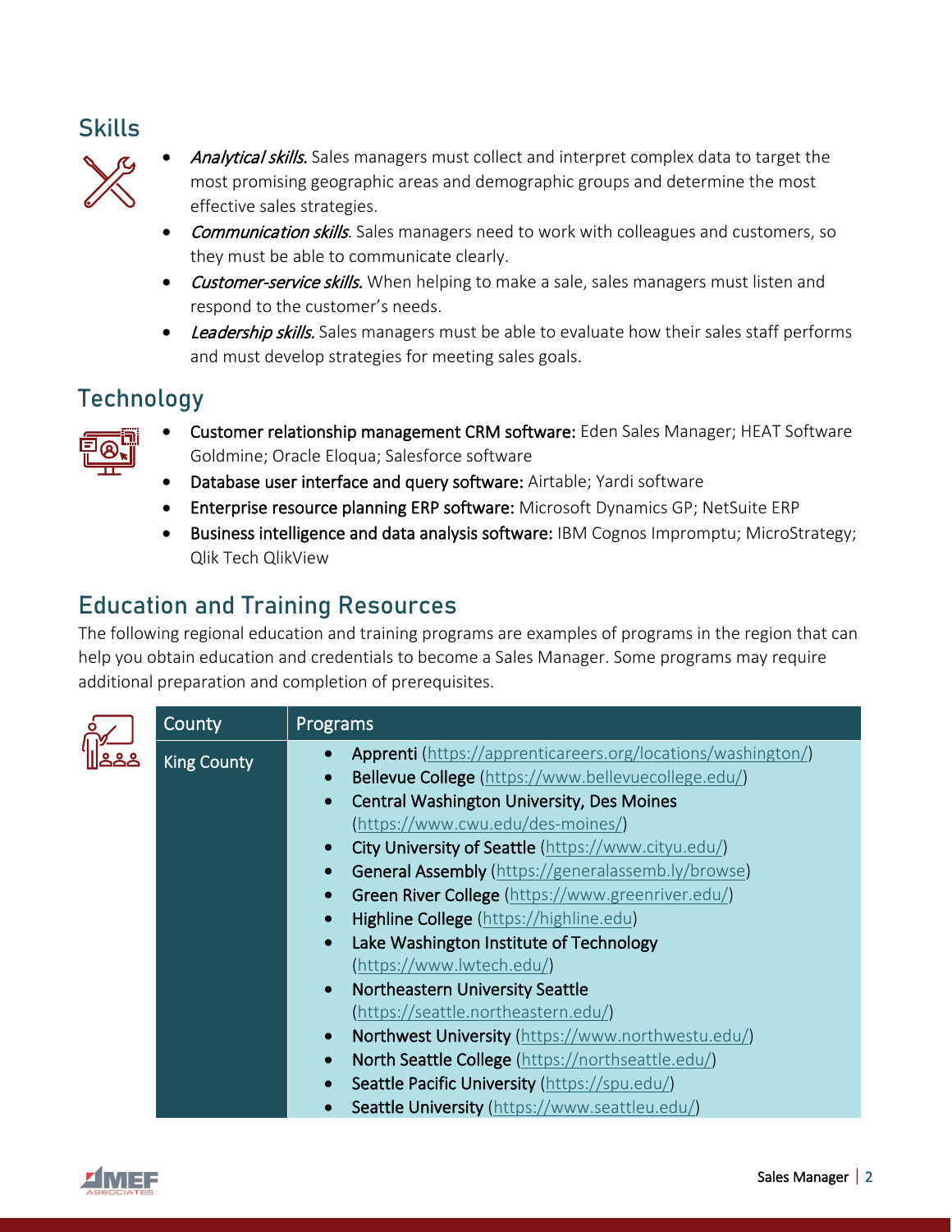## Skills

- *Analytical skills.* Sales managers must collect and interpret complex data to target the most promising geographic areas and demographic groups and determine the most effective sales strategies.
- *Communication skills*. Sales managers need to work with colleagues and customers, so they must be able to communicate clearly.
- *Customer-service skills.* When helping to make a sale, sales managers must listen and respond to the customer's needs.
- *Leadership skills.* Sales managers must be able to evaluate how their sales staff performs and must develop strategies for meeting sales goals.

## Technology

- Customer relationship management CRM software: Eden Sales Manager; HEAT Software Goldmine; Oracle Eloqua; Salesforce software
- Database user interface and query software: Airtable; Yardi software
- Enterprise resource planning ERP software: Microsoft Dynamics GP; NetSuite ERP
- Business intelligence and data analysis software: IBM Cognos Impromptu; MicroStrategy; Qlik Tech QlikView

## Education and Training Resources

The following regional education and training programs are examples of programs in the region that can help you obtain education and credentials to become a Sales Manager. Some programs may require additional preparation and completion of prerequisites.

| County | Programs |
|---|---|
| King County | • Apprenti (https://apprenticareers.org/locations/washington/)<br>• Bellevue College (https://www.bellevuecollege.edu/)<br>• Central Washington University, Des Moines (https://www.cwu.edu/des-moines/)<br>• City University of Seattle (https://www.cityu.edu/)<br>• General Assembly (https://generalassemb.ly/browse)<br>• Green River College (https://www.greenriver.edu/)<br>• Highline College (https://highline.edu)<br>• Lake Washington Institute of Technology (https://www.lwtech.edu/)<br>• Northeastern University Seattle (https://seattle.northeastern.edu/)<br>• Northwest University (https://www.northwestu.edu/)<br>• North Seattle College (https://northseattle.edu/)<br>• Seattle Pacific University (https://spu.edu/)<br>• Seattle University (https://www.seattleu.edu/) |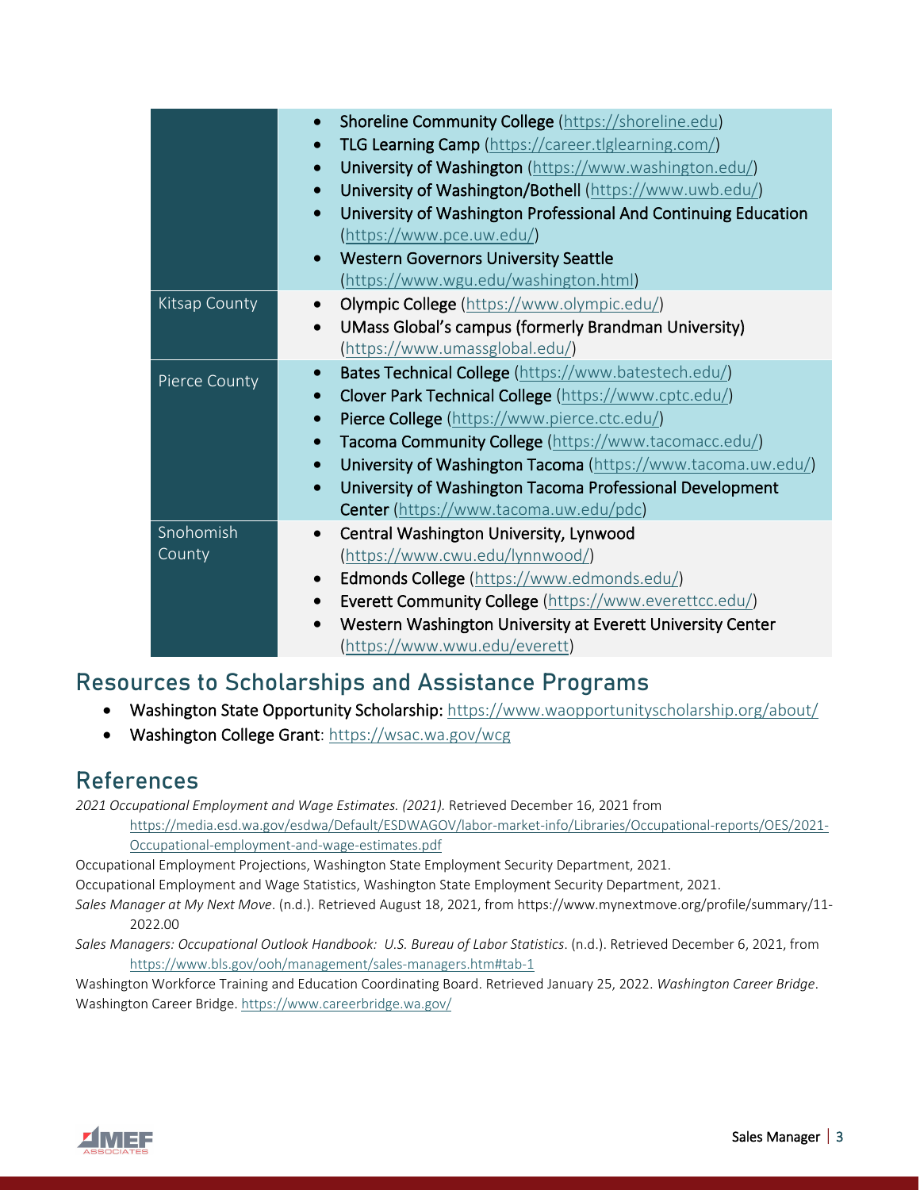| | |
|---|---|
| | • **Shoreline Community College** (https://shoreline.edu)<br>• **TLG Learning Camp** (https://career.tlglearning.com/)<br>• **University of Washington** (https://www.washington.edu/)<br>• **University of Washington/Bothell** (https://www.uwb.edu/)<br>• **University of Washington Professional And Continuing Education** (https://www.pce.uw.edu/)<br>• **Western Governors University Seattle** (https://www.wgu.edu/washington.html) |
| Kitsap County | • **Olympic College** (https://www.olympic.edu/)<br>• **UMass Global's campus (formerly Brandman University)** (https://www.umassglobal.edu/) |
| Pierce County | • **Bates Technical College** (https://www.batestech.edu/)<br>• **Clover Park Technical College** (https://www.cptc.edu/)<br>• **Pierce College** (https://www.pierce.ctc.edu/)<br>• **Tacoma Community College** (https://www.tacomacc.edu/)<br>• **University of Washington Tacoma** (https://www.tacoma.uw.edu/)<br>• **University of Washington Tacoma Professional Development Center** (https://www.tacoma.uw.edu/pdc) |
| Snohomish County | • **Central Washington University, Lynwood** (https://www.cwu.edu/lynnwood/)<br>• **Edmonds College** (https://www.edmonds.edu/)<br>• **Everett Community College** (https://www.everettcc.edu/)<br>• **Western Washington University at Everett University Center** (https://www.wwu.edu/everett) |

## Resources to Scholarships and Assistance Programs

- **Washington State Opportunity Scholarship:** https://www.waopportunityscholarship.org/about/
- **Washington College Grant**: https://wsac.wa.gov/wcg

## References

*2021 Occupational Employment and Wage Estimates. (2021).* Retrieved December 16, 2021 from https://media.esd.wa.gov/esdwa/Default/ESDWAGOV/labor-market-info/Libraries/Occupational-reports/OES/2021-Occupational-employment-and-wage-estimates.pdf

Occupational Employment Projections, Washington State Employment Security Department, 2021.

Occupational Employment and Wage Statistics, Washington State Employment Security Department, 2021.

*Sales Manager at My Next Move*. (n.d.). Retrieved August 18, 2021, from https://www.mynextmove.org/profile/summary/11-2022.00

*Sales Managers: Occupational Outlook Handbook: U.S. Bureau of Labor Statistics*. (n.d.). Retrieved December 6, 2021, from https://www.bls.gov/ooh/management/sales-managers.htm#tab-1

Washington Workforce Training and Education Coordinating Board. Retrieved January 25, 2022. *Washington Career Bridge*. Washington Career Bridge. https://www.careerbridge.wa.gov/